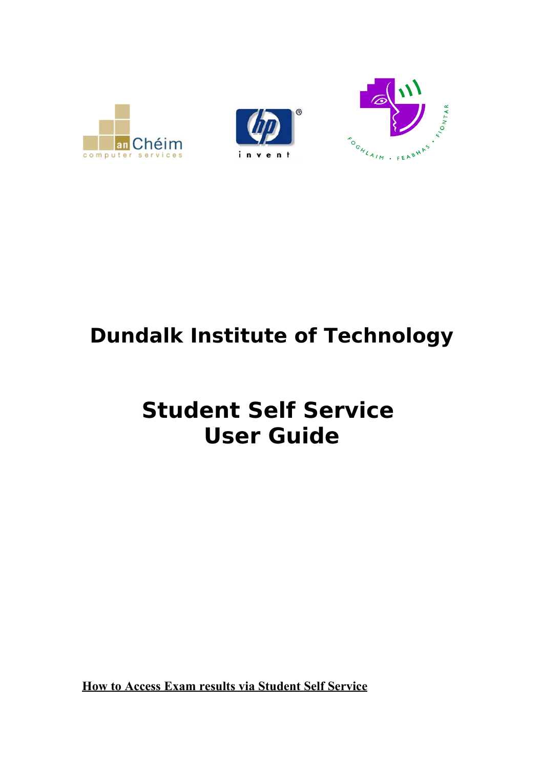# Dundalk Institute of Technology

# Student Self Service User Guide

**How to Access Exam results via Student Self Service**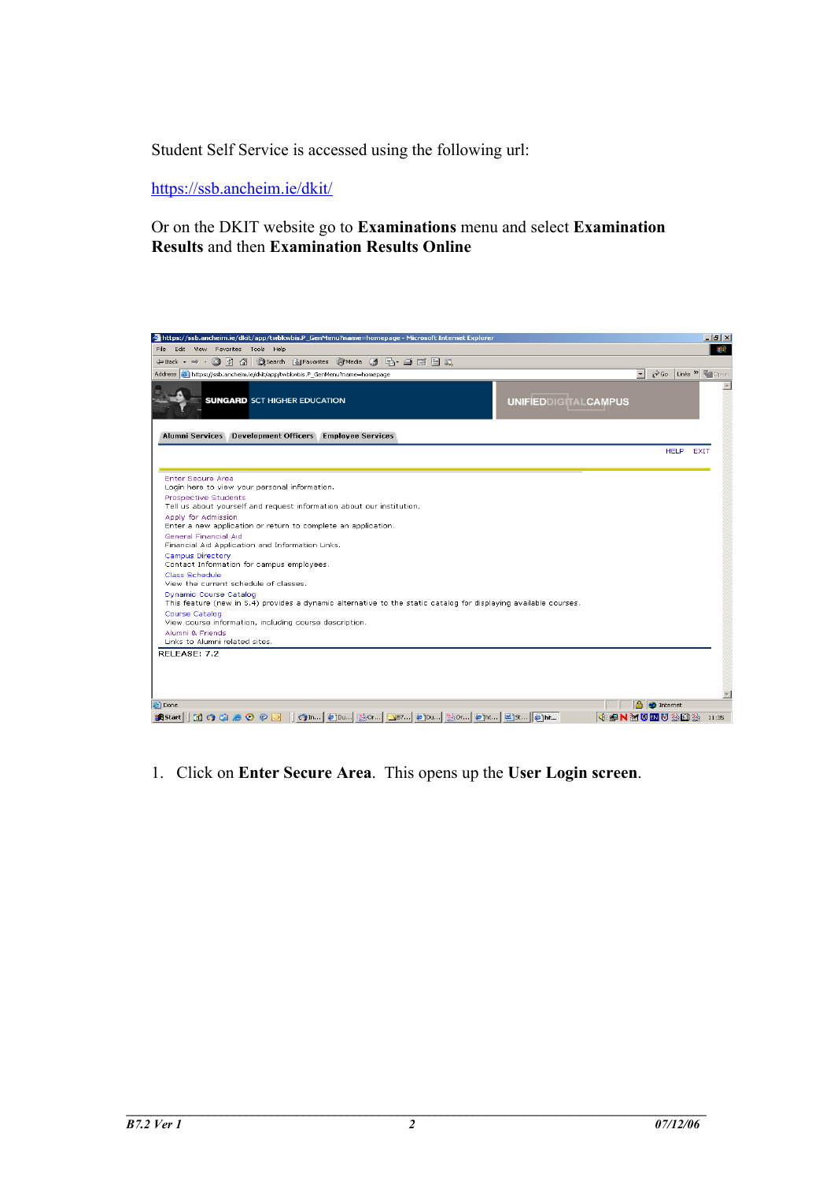Student Self Service is accessed using the following url:

https://ssb.ancheim.ie/dkit/

Or on the DKIT website go to **Examinations** menu and select **Examination Results** and then **Examination Results Online**

1. Click on **Enter Secure Area**. This opens up the **User Login screen**.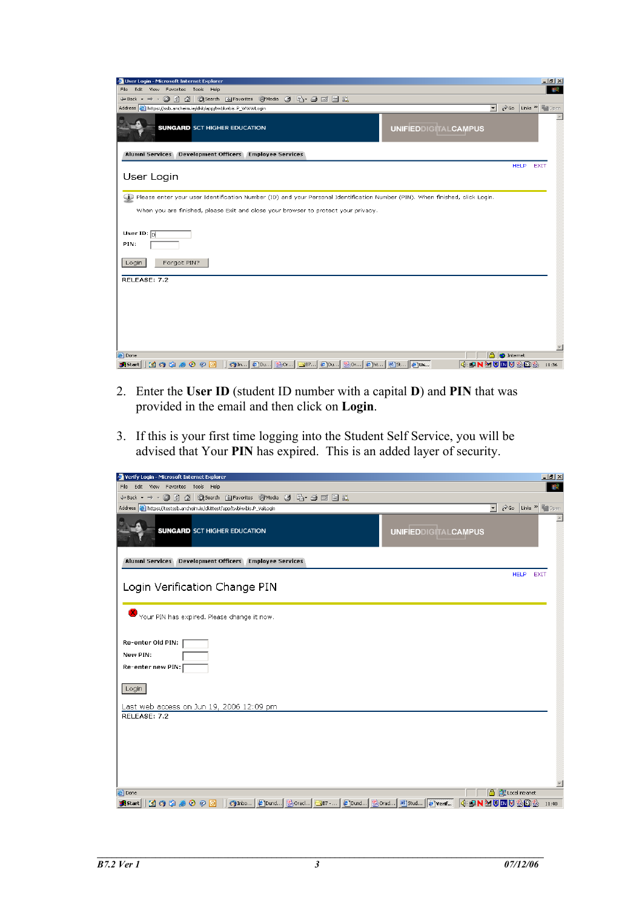2. Enter the **User ID** (student ID number with a capital **D**) and **PIN** that was provided in the email and then click on **Login**.

3. If this is your first time logging into the Student Self Service, you will be advised that Your **PIN** has expired. This is an added layer of security.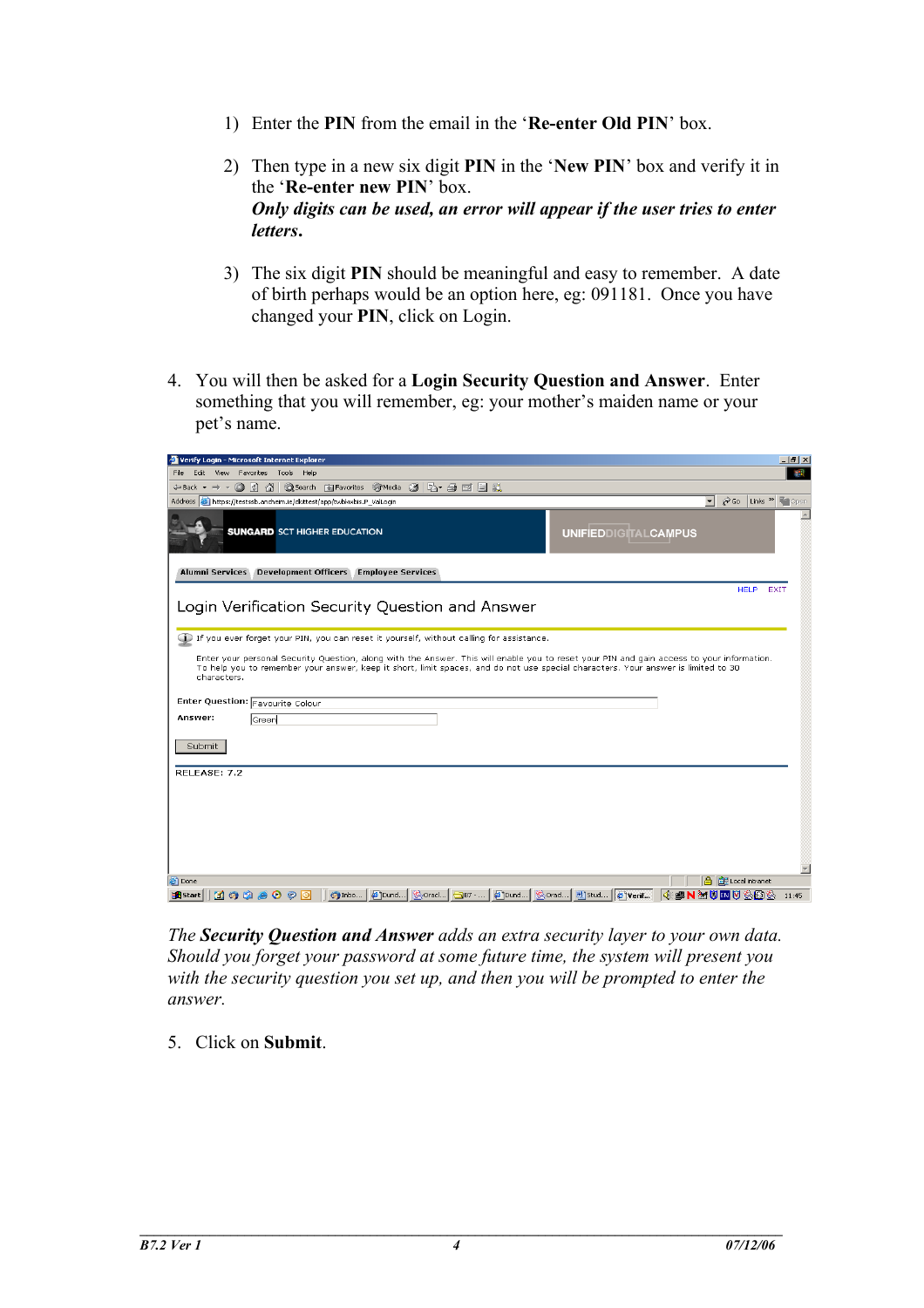1) Enter the **PIN** from the email in the '**Re-enter Old PIN**' box.

2) Then type in a new six digit **PIN** in the '**New PIN**' box and verify it in the '**Re-enter new PIN**' box.
   ***Only digits can be used, an error will appear if the user tries to enter letters.***

3) The six digit **PIN** should be meaningful and easy to remember. A date of birth perhaps would be an option here, eg: 091181. Once you have changed your **PIN**, click on Login.

4. You will then be asked for a **Login Security Question and Answer**. Enter something that you will remember, eg: your mother's maiden name or your pet's name.

*The **Security Question and Answer** adds an extra security layer to your own data. Should you forget your password at some future time, the system will present you with the security question you set up, and then you will be prompted to enter the answer.*

5. Click on **Submit**.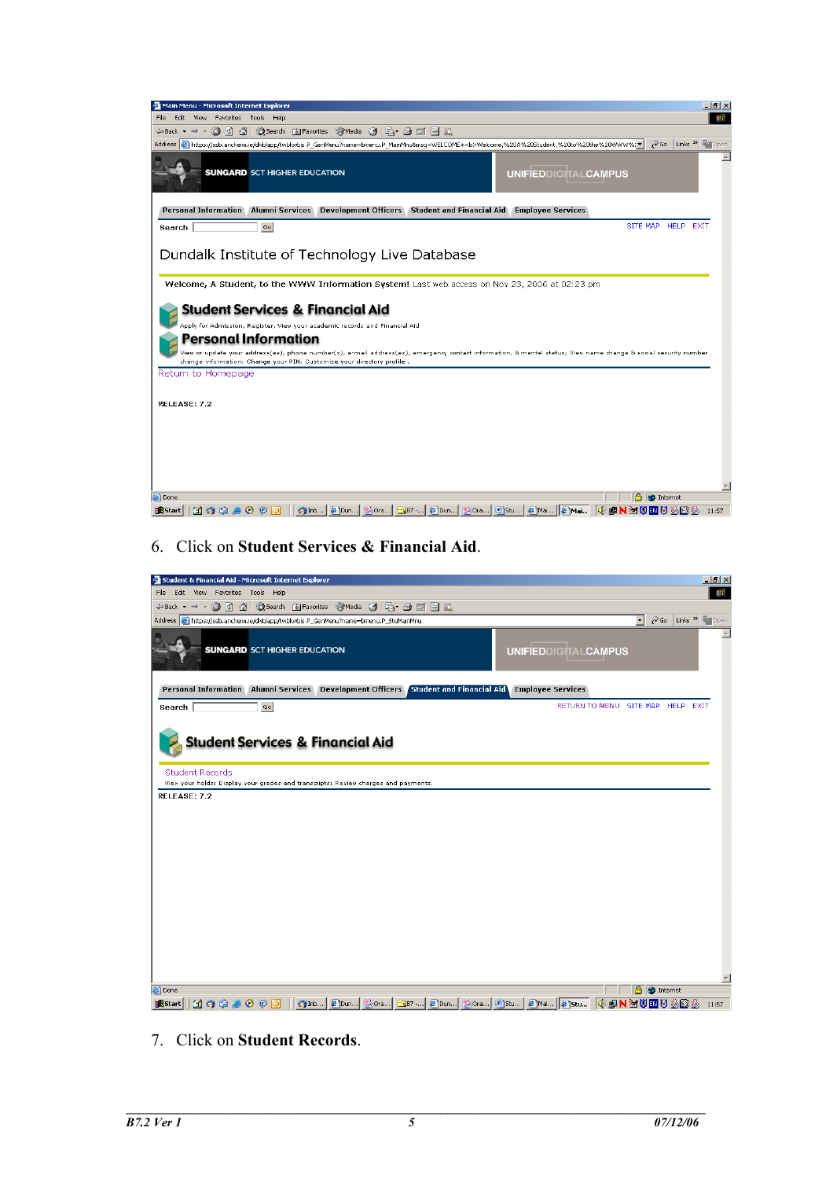6. Click on **Student Services & Financial Aid**.

7. Click on **Student Records**.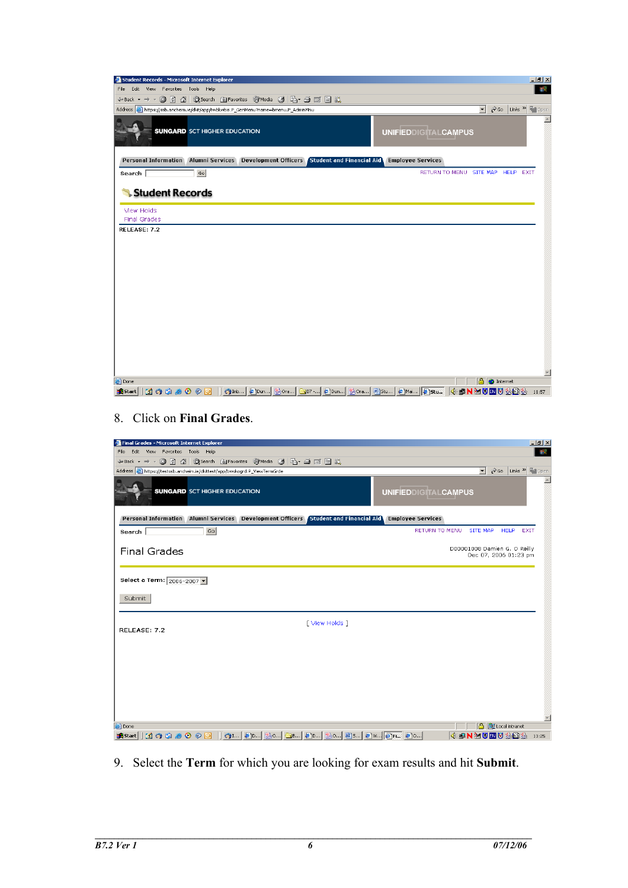8. Click on **Final Grades**.

9. Select the **Term** for which you are looking for exam results and hit **Submit**.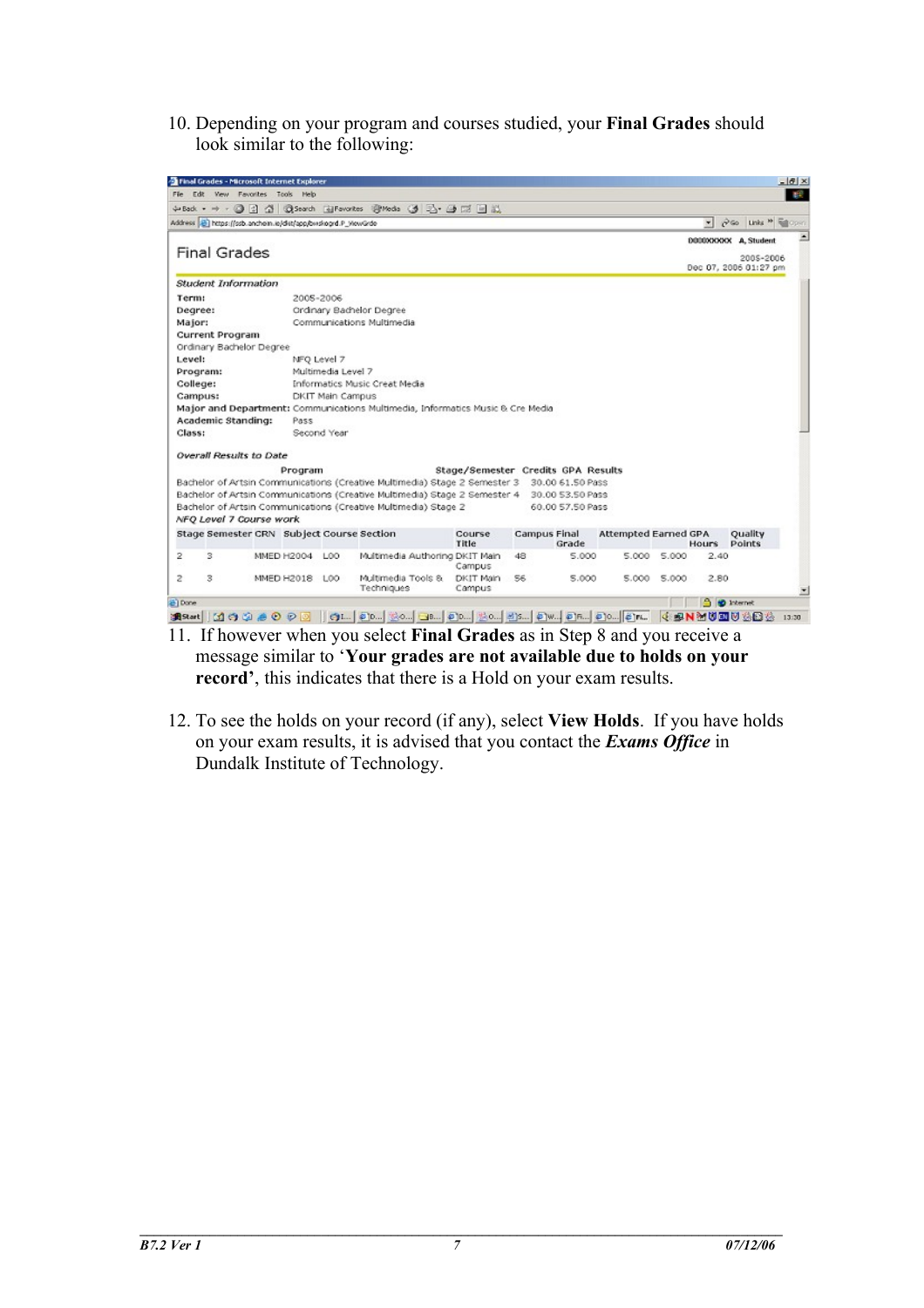10. Depending on your program and courses studied, your **Final Grades** should look similar to the following:

Final Grades - Microsoft Internet Explorer

D000XXXXX A, Student

# Final Grades

2005-2006
Dec 07, 2006 01:27 pm

*Student Information*

| | |
|---|---|
| **Term:** | 2005-2006 |
| **Degree:** | Ordinary Bachelor Degree |
| **Major:** | Communications Multimedia |
| **Current Program** | |
| Ordinary Bachelor Degree | |
| **Level:** | NFQ Level 7 |
| **Program:** | Multimedia Level 7 |
| **College:** | Informatics Music Creat Media |
| **Campus:** | DKIT Main Campus |
| **Major and Department:** | Communications Multimedia, Informatics Music & Cre Media |
| **Academic Standing:** | Pass |
| **Class:** | Second Year |

*Overall Results to Date*

| Program | Stage/Semester | Credits | GPA | Results |
|---|---|---|---|---|
| Bachelor of Artsin Communications (Creative Multimedia) | Stage 2 Semester 3 | 30.00 | 61.50 | Pass |
| Bachelor of Artsin Communications (Creative Multimedia) | Stage 2 Semester 4 | 30.00 | 53.50 | Pass |
| Bachelor of Artsin Communications (Creative Multimedia) | Stage 2 | 60.00 | 57.50 | Pass |

*NFQ Level 7 Course work*

| Stage | Semester | CRN | Subject | Course | Section | Course Title | Campus | Final Grade | Attempted | Earned Hours | GPA | Quality Points |
|---|---|---|---|---|---|---|---|---|---|---|---|---|
| 2 | 3 | | MMED | H2004 | L00 | Multimedia Authoring | DKIT Main Campus | 48 | 5.000 | 5.000 | 5.000 | 2.40 |
| 2 | 3 | | MMED | H2018 | L00 | Multimedia Tools & Techniques | DKIT Main Campus | 56 | 5.000 | 5.000 | 5.000 | 2.80 |

11. If however when you select **Final Grades** as in Step 8 and you receive a message similar to '**Your grades are not available due to holds on your record**', this indicates that there is a Hold on your exam results.

12. To see the holds on your record (if any), select **View Holds**. If you have holds on your exam results, it is advised that you contact the ***Exams Office*** in Dundalk Institute of Technology.